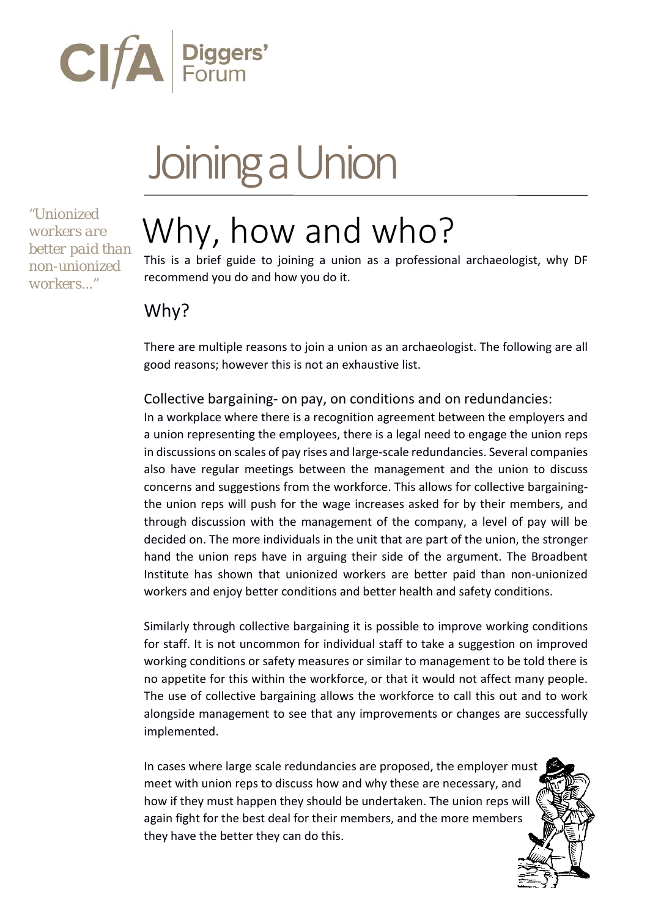CIfA Diggers' Forum

# Joining a Union

*"Unionized workers are better paid than non-unionized workers..."*

## Why, how and who?

This is a brief guide to joining a union as a professional archaeologist, why DF recommend you do and how you do it.

### Why?

There are multiple reasons to join a union as an archaeologist. The following are all good reasons; however this is not an exhaustive list.

#### Collective bargaining- on pay, on conditions and on redundancies:

In a workplace where there is a recognition agreement between the employers and a union representing the employees, there is a legal need to engage the union reps in discussions on scales of pay rises and large-scale redundancies. Several companies also have regular meetings between the management and the union to discuss concerns and suggestions from the workforce. This allows for collective bargaining- the union reps will push for the wage increases asked for by their members, and through discussion with the management of the company, a level of pay will be decided on. The more individuals in the unit that are part of the union, the stronger hand the union reps have in arguing their side of the argument. The Broadbent Institute has shown that unionized workers are better paid than non-unionized workers and enjoy better conditions and better health and safety conditions.

Similarly through collective bargaining it is possible to improve working conditions for staff. It is not uncommon for individual staff to take a suggestion on improved working conditions or safety measures or similar to management to be told there is no appetite for this within the workforce, or that it would not affect many people. The use of collective bargaining allows the workforce to call this out and to work alongside management to see that any improvements or changes are successfully implemented.

In cases where large scale redundancies are proposed, the employer must meet with union reps to discuss how and why these are necessary, and how if they must happen they should be undertaken. The union reps will again fight for the best deal for their members, and the more members they have the better they can do this.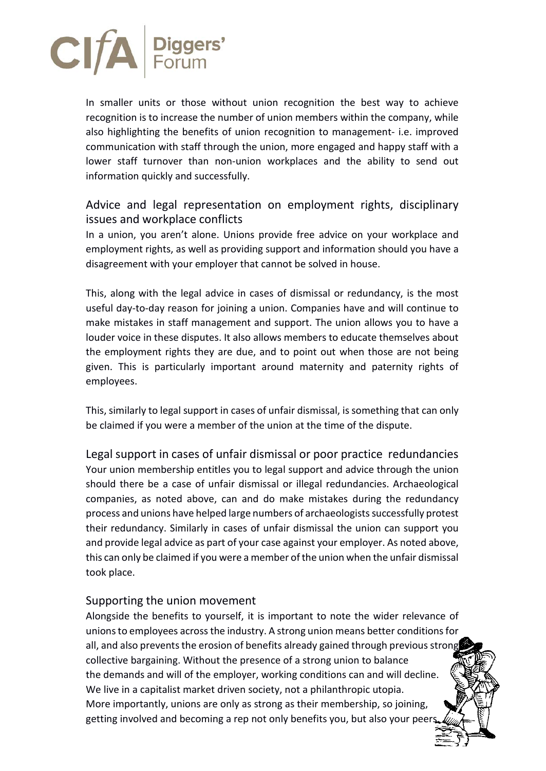In smaller units or those without union recognition the best way to achieve recognition is to increase the number of union members within the company, while also highlighting the benefits of union recognition to management- i.e. improved communication with staff through the union, more engaged and happy staff with a lower staff turnover than non-union workplaces and the ability to send out information quickly and successfully.

## Advice and legal representation on employment rights, disciplinary issues and workplace conflicts

In a union, you aren't alone. Unions provide free advice on your workplace and employment rights, as well as providing support and information should you have a disagreement with your employer that cannot be solved in house.

This, along with the legal advice in cases of dismissal or redundancy, is the most useful day-to-day reason for joining a union. Companies have and will continue to make mistakes in staff management and support. The union allows you to have a louder voice in these disputes. It also allows members to educate themselves about the employment rights they are due, and to point out when those are not being given. This is particularly important around maternity and paternity rights of employees.

This, similarly to legal support in cases of unfair dismissal, is something that can only be claimed if you were a member of the union at the time of the dispute.

## Legal support in cases of unfair dismissal or poor practice redundancies

Your union membership entitles you to legal support and advice through the union should there be a case of unfair dismissal or illegal redundancies. Archaeological companies, as noted above, can and do make mistakes during the redundancy process and unions have helped large numbers of archaeologists successfully protest their redundancy. Similarly in cases of unfair dismissal the union can support you and provide legal advice as part of your case against your employer. As noted above, this can only be claimed if you were a member of the union when the unfair dismissal took place.

## Supporting the union movement

Alongside the benefits to yourself, it is important to note the wider relevance of unions to employees across the industry. A strong union means better conditions for all, and also prevents the erosion of benefits already gained through previous strong collective bargaining. Without the presence of a strong union to balance the demands and will of the employer, working conditions can and will decline. We live in a capitalist market driven society, not a philanthropic utopia. More importantly, unions are only as strong as their membership, so joining, getting involved and becoming a rep not only benefits you, but also your peers.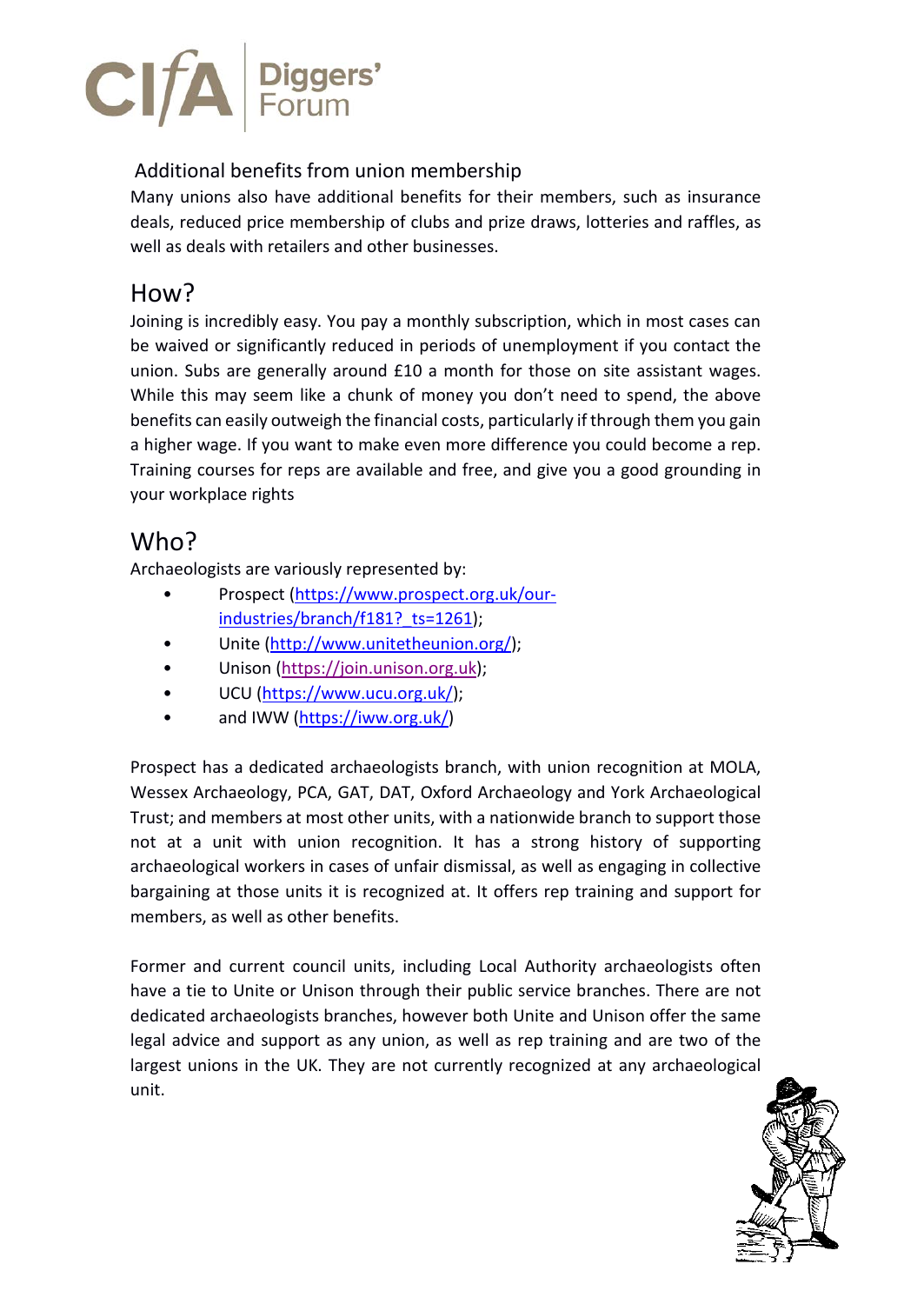## Additional benefits from union membership

Many unions also have additional benefits for their members, such as insurance deals, reduced price membership of clubs and prize draws, lotteries and raffles, as well as deals with retailers and other businesses.

## How?

Joining is incredibly easy. You pay a monthly subscription, which in most cases can be waived or significantly reduced in periods of unemployment if you contact the union. Subs are generally around £10 a month for those on site assistant wages. While this may seem like a chunk of money you don't need to spend, the above benefits can easily outweigh the financial costs, particularly if through them you gain a higher wage. If you want to make even more difference you could become a rep. Training courses for reps are available and free, and give you a good grounding in your workplace rights

## Who?

Archaeologists are variously represented by:

- Prospect (https://www.prospect.org.uk/our-industries/branch/f181?_ts=1261);
- Unite (http://www.unitetheunion.org/);
- Unison (https://join.unison.org.uk);
- UCU (https://www.ucu.org.uk/);
- and IWW (https://iww.org.uk/)

Prospect has a dedicated archaeologists branch, with union recognition at MOLA, Wessex Archaeology, PCA, GAT, DAT, Oxford Archaeology and York Archaeological Trust; and members at most other units, with a nationwide branch to support those not at a unit with union recognition. It has a strong history of supporting archaeological workers in cases of unfair dismissal, as well as engaging in collective bargaining at those units it is recognized at. It offers rep training and support for members, as well as other benefits.

Former and current council units, including Local Authority archaeologists often have a tie to Unite or Unison through their public service branches. There are not dedicated archaeologists branches, however both Unite and Unison offer the same legal advice and support as any union, as well as rep training and are two of the largest unions in the UK. They are not currently recognized at any archaeological unit.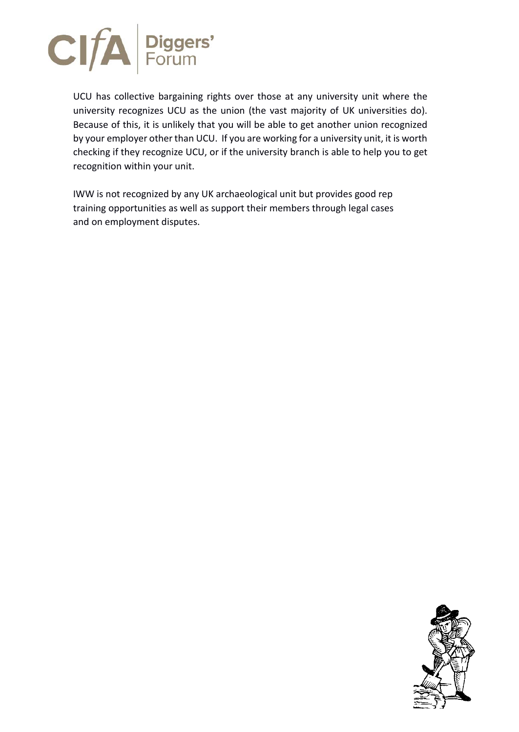UCU has collective bargaining rights over those at any university unit where the university recognizes UCU as the union (the vast majority of UK universities do). Because of this, it is unlikely that you will be able to get another union recognized by your employer other than UCU. If you are working for a university unit, it is worth checking if they recognize UCU, or if the university branch is able to help you to get recognition within your unit.

IWW is not recognized by any UK archaeological unit but provides good rep training opportunities as well as support their members through legal cases and on employment disputes.